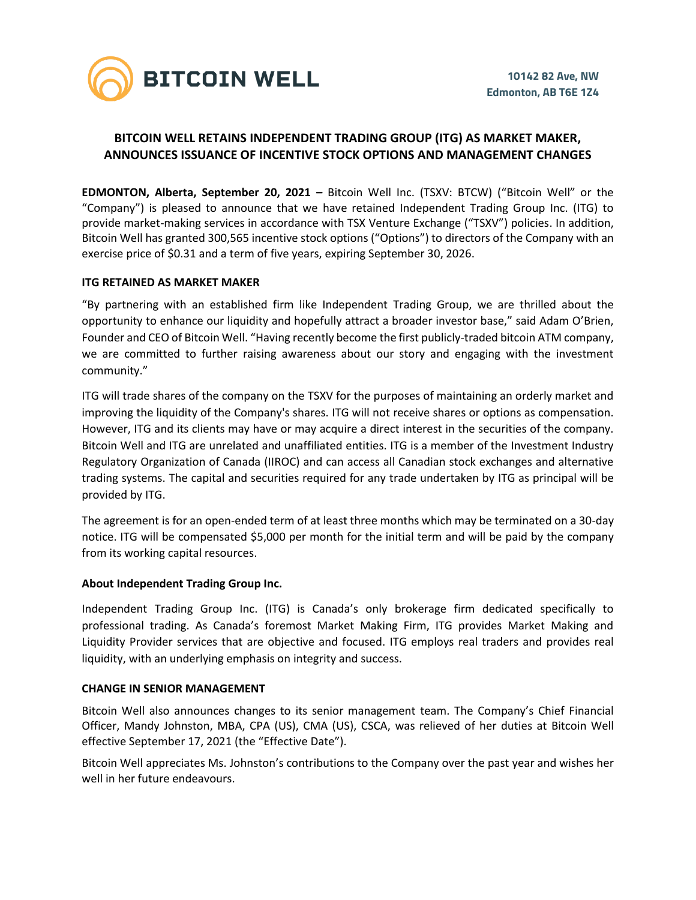BITCOIN WELL

10142 82 Ave, NW
Edmonton, AB T6E 1Z4

## BITCOIN WELL RETAINS INDEPENDENT TRADING GROUP (ITG) AS MARKET MAKER, ANNOUNCES ISSUANCE OF INCENTIVE STOCK OPTIONS AND MANAGEMENT CHANGES

**EDMONTON, Alberta, September 20, 2021 –** Bitcoin Well Inc. (TSXV: BTCW) ("Bitcoin Well" or the "Company") is pleased to announce that we have retained Independent Trading Group Inc. (ITG) to provide market-making services in accordance with TSX Venture Exchange ("TSXV") policies. In addition, Bitcoin Well has granted 300,565 incentive stock options ("Options") to directors of the Company with an exercise price of $0.31 and a term of five years, expiring September 30, 2026.

### ITG RETAINED AS MARKET MAKER

"By partnering with an established firm like Independent Trading Group, we are thrilled about the opportunity to enhance our liquidity and hopefully attract a broader investor base," said Adam O'Brien, Founder and CEO of Bitcoin Well. "Having recently become the first publicly-traded bitcoin ATM company, we are committed to further raising awareness about our story and engaging with the investment community."

ITG will trade shares of the company on the TSXV for the purposes of maintaining an orderly market and improving the liquidity of the Company's shares. ITG will not receive shares or options as compensation. However, ITG and its clients may have or may acquire a direct interest in the securities of the company. Bitcoin Well and ITG are unrelated and unaffiliated entities. ITG is a member of the Investment Industry Regulatory Organization of Canada (IIROC) and can access all Canadian stock exchanges and alternative trading systems. The capital and securities required for any trade undertaken by ITG as principal will be provided by ITG.

The agreement is for an open-ended term of at least three months which may be terminated on a 30-day notice. ITG will be compensated $5,000 per month for the initial term and will be paid by the company from its working capital resources.

### About Independent Trading Group Inc.

Independent Trading Group Inc. (ITG) is Canada's only brokerage firm dedicated specifically to professional trading. As Canada's foremost Market Making Firm, ITG provides Market Making and Liquidity Provider services that are objective and focused. ITG employs real traders and provides real liquidity, with an underlying emphasis on integrity and success.

### CHANGE IN SENIOR MANAGEMENT

Bitcoin Well also announces changes to its senior management team. The Company's Chief Financial Officer, Mandy Johnston, MBA, CPA (US), CMA (US), CSCA, was relieved of her duties at Bitcoin Well effective September 17, 2021 (the "Effective Date").

Bitcoin Well appreciates Ms. Johnston's contributions to the Company over the past year and wishes her well in her future endeavours.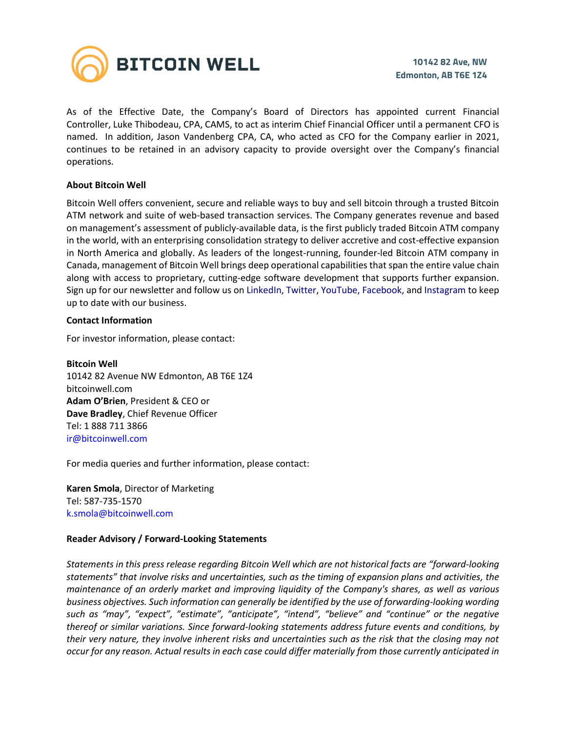As of the Effective Date, the Company's Board of Directors has appointed current Financial Controller, Luke Thibodeau, CPA, CAMS, to act as interim Chief Financial Officer until a permanent CFO is named. In addition, Jason Vandenberg CPA, CA, who acted as CFO for the Company earlier in 2021, continues to be retained in an advisory capacity to provide oversight over the Company's financial operations.

**About Bitcoin Well**

Bitcoin Well offers convenient, secure and reliable ways to buy and sell bitcoin through a trusted Bitcoin ATM network and suite of web-based transaction services. The Company generates revenue and based on management's assessment of publicly-available data, is the first publicly traded Bitcoin ATM company in the world, with an enterprising consolidation strategy to deliver accretive and cost-effective expansion in North America and globally. As leaders of the longest-running, founder-led Bitcoin ATM company in Canada, management of Bitcoin Well brings deep operational capabilities that span the entire value chain along with access to proprietary, cutting-edge software development that supports further expansion. Sign up for our newsletter and follow us on LinkedIn, Twitter, YouTube, Facebook, and Instagram to keep up to date with our business.

**Contact Information**

For investor information, please contact:

**Bitcoin Well**
10142 82 Avenue NW Edmonton, AB T6E 1Z4
bitcoinwell.com
**Adam O'Brien**, President & CEO or
**Dave Bradley**, Chief Revenue Officer
Tel: 1 888 711 3866
ir@bitcoinwell.com

For media queries and further information, please contact:

**Karen Smola**, Director of Marketing
Tel: 587-735-1570
k.smola@bitcoinwell.com

**Reader Advisory / Forward-Looking Statements**

*Statements in this press release regarding Bitcoin Well which are not historical facts are "forward-looking statements" that involve risks and uncertainties, such as the timing of expansion plans and activities, the maintenance of an orderly market and improving liquidity of the Company's shares, as well as various business objectives. Such information can generally be identified by the use of forwarding-looking wording such as "may", "expect", "estimate", "anticipate", "intend", "believe" and "continue" or the negative thereof or similar variations. Since forward-looking statements address future events and conditions, by their very nature, they involve inherent risks and uncertainties such as the risk that the closing may not occur for any reason. Actual results in each case could differ materially from those currently anticipated in*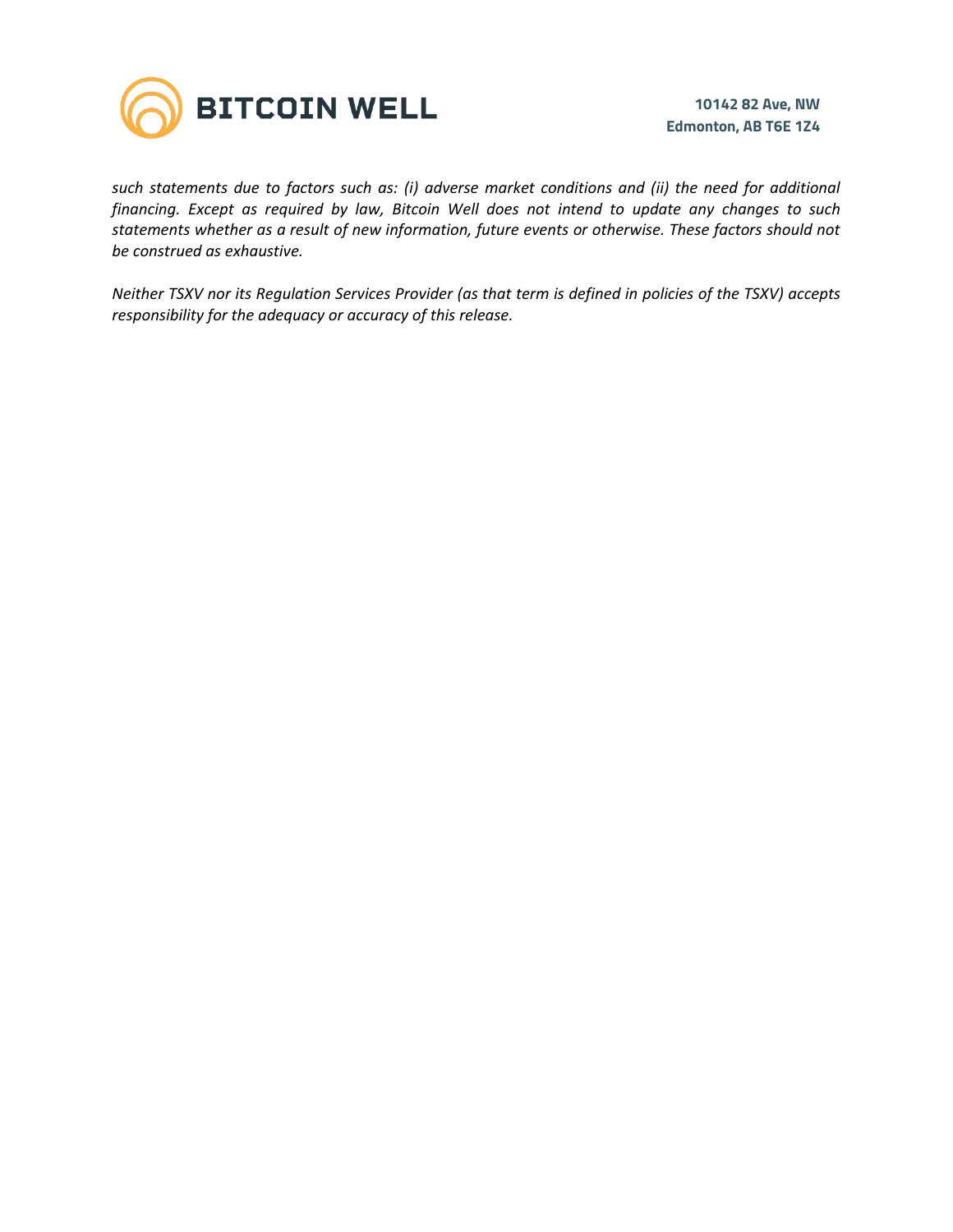*such statements due to factors such as: (i) adverse market conditions and (ii) the need for additional financing. Except as required by law, Bitcoin Well does not intend to update any changes to such statements whether as a result of new information, future events or otherwise. These factors should not be construed as exhaustive.*

*Neither TSXV nor its Regulation Services Provider (as that term is defined in policies of the TSXV) accepts responsibility for the adequacy or accuracy of this release.*